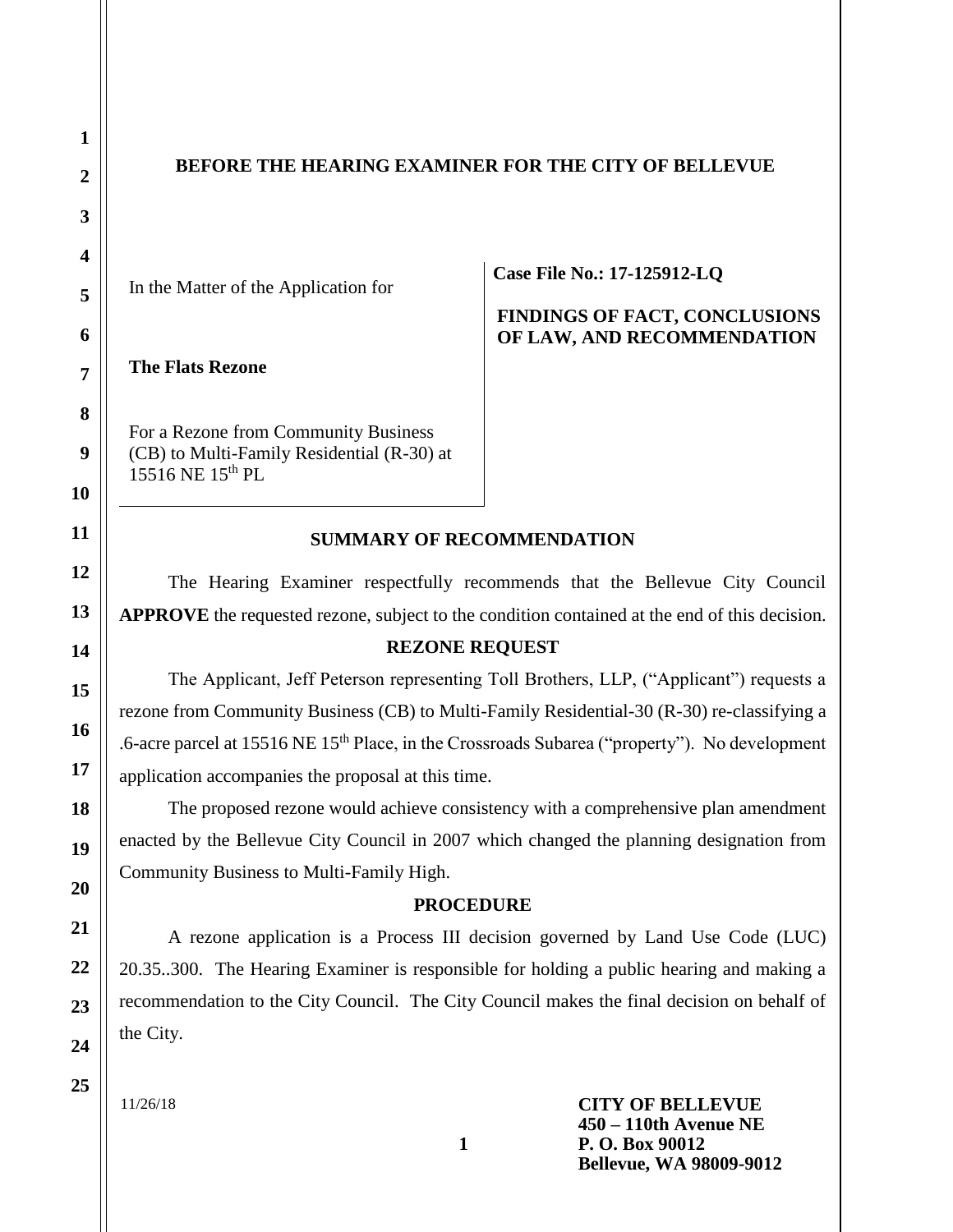# BEFORE THE HEARING EXAMINER FOR THE CITY OF BELLEVUE

| In the Matter of the Application for<br><br>**The Flats Rezone**<br><br>For a Rezone from Community Business (CB) to Multi-Family Residential (R-30) at 15516 NE 15th PL | **Case File No.: 17-125912-LQ**<br><br>**FINDINGS OF FACT, CONCLUSIONS OF LAW, AND RECOMMENDATION** |
|---|---|

## SUMMARY OF RECOMMENDATION

The Hearing Examiner respectfully recommends that the Bellevue City Council **APPROVE** the requested rezone, subject to the condition contained at the end of this decision.

## REZONE REQUEST

The Applicant, Jeff Peterson representing Toll Brothers, LLP, ("Applicant") requests a rezone from Community Business (CB) to Multi-Family Residential-30 (R-30) re-classifying a .6-acre parcel at 15516 NE 15th Place, in the Crossroads Subarea ("property"). No development application accompanies the proposal at this time.

The proposed rezone would achieve consistency with a comprehensive plan amendment enacted by the Bellevue City Council in 2007 which changed the planning designation from Community Business to Multi-Family High.

## PROCEDURE

A rezone application is a Process III decision governed by Land Use Code (LUC) 20.35..300. The Hearing Examiner is responsible for holding a public hearing and making a recommendation to the City Council. The City Council makes the final decision on behalf of the City.

11/26/18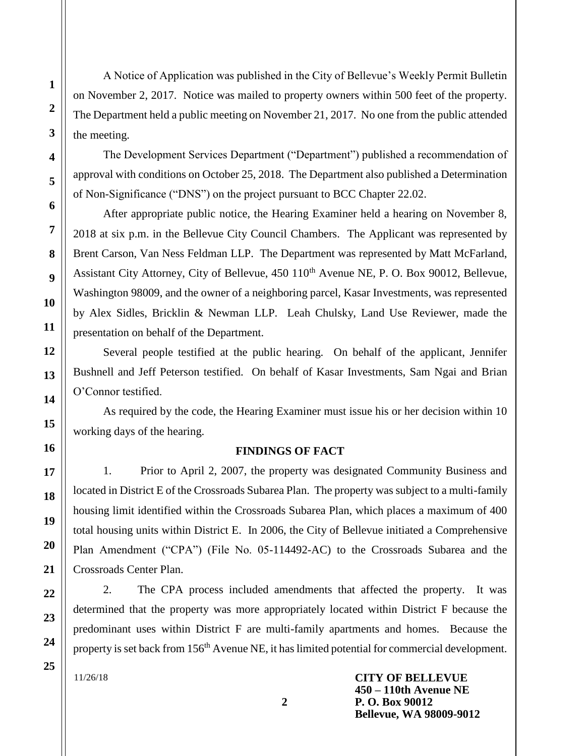A Notice of Application was published in the City of Bellevue's Weekly Permit Bulletin on November 2, 2017. Notice was mailed to property owners within 500 feet of the property. The Department held a public meeting on November 21, 2017. No one from the public attended the meeting.

The Development Services Department ("Department") published a recommendation of approval with conditions on October 25, 2018. The Department also published a Determination of Non-Significance ("DNS") on the project pursuant to BCC Chapter 22.02.

After appropriate public notice, the Hearing Examiner held a hearing on November 8, 2018 at six p.m. in the Bellevue City Council Chambers. The Applicant was represented by Brent Carson, Van Ness Feldman LLP. The Department was represented by Matt McFarland, Assistant City Attorney, City of Bellevue, 450 110th Avenue NE, P. O. Box 90012, Bellevue, Washington 98009, and the owner of a neighboring parcel, Kasar Investments, was represented by Alex Sidles, Bricklin & Newman LLP. Leah Chulsky, Land Use Reviewer, made the presentation on behalf of the Department.

Several people testified at the public hearing. On behalf of the applicant, Jennifer Bushnell and Jeff Peterson testified. On behalf of Kasar Investments, Sam Ngai and Brian O'Connor testified.

As required by the code, the Hearing Examiner must issue his or her decision within 10 working days of the hearing.

## FINDINGS OF FACT

1. Prior to April 2, 2007, the property was designated Community Business and located in District E of the Crossroads Subarea Plan. The property was subject to a multi-family housing limit identified within the Crossroads Subarea Plan, which places a maximum of 400 total housing units within District E. In 2006, the City of Bellevue initiated a Comprehensive Plan Amendment ("CPA") (File No. 05-114492-AC) to the Crossroads Subarea and the Crossroads Center Plan.

2. The CPA process included amendments that affected the property. It was determined that the property was more appropriately located within District F because the predominant uses within District F are multi-family apartments and homes. Because the property is set back from 156th Avenue NE, it has limited potential for commercial development.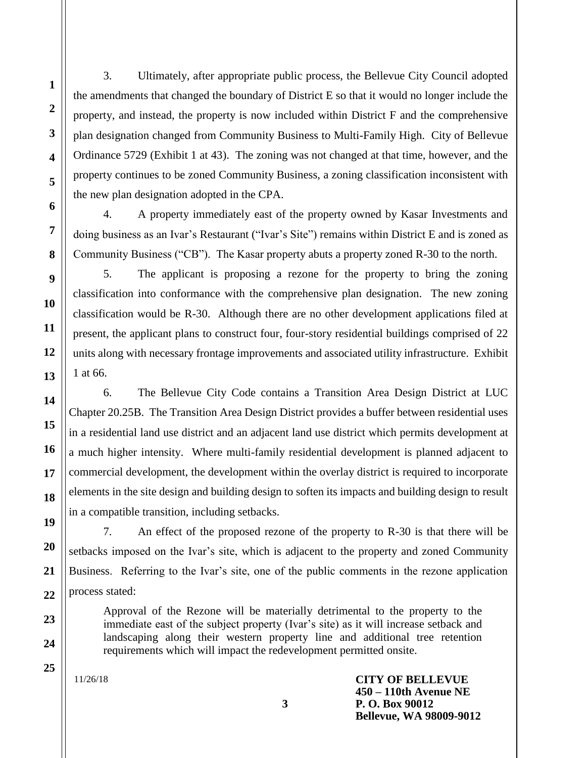3. Ultimately, after appropriate public process, the Bellevue City Council adopted the amendments that changed the boundary of District E so that it would no longer include the property, and instead, the property is now included within District F and the comprehensive plan designation changed from Community Business to Multi-Family High. City of Bellevue Ordinance 5729 (Exhibit 1 at 43). The zoning was not changed at that time, however, and the property continues to be zoned Community Business, a zoning classification inconsistent with the new plan designation adopted in the CPA.

4. A property immediately east of the property owned by Kasar Investments and doing business as an Ivar's Restaurant ("Ivar's Site") remains within District E and is zoned as Community Business ("CB"). The Kasar property abuts a property zoned R-30 to the north.

5. The applicant is proposing a rezone for the property to bring the zoning classification into conformance with the comprehensive plan designation. The new zoning classification would be R-30. Although there are no other development applications filed at present, the applicant plans to construct four, four-story residential buildings comprised of 22 units along with necessary frontage improvements and associated utility infrastructure. Exhibit 1 at 66.

6. The Bellevue City Code contains a Transition Area Design District at LUC Chapter 20.25B. The Transition Area Design District provides a buffer between residential uses in a residential land use district and an adjacent land use district which permits development at a much higher intensity. Where multi-family residential development is planned adjacent to commercial development, the development within the overlay district is required to incorporate elements in the site design and building design to soften its impacts and building design to result in a compatible transition, including setbacks.

7. An effect of the proposed rezone of the property to R-30 is that there will be setbacks imposed on the Ivar's site, which is adjacent to the property and zoned Community Business. Referring to the Ivar's site, one of the public comments in the rezone application process stated:

> Approval of the Rezone will be materially detrimental to the property to the immediate east of the subject property (Ivar's site) as it will increase setback and landscaping along their western property line and additional tree retention requirements which will impact the redevelopment permitted onsite.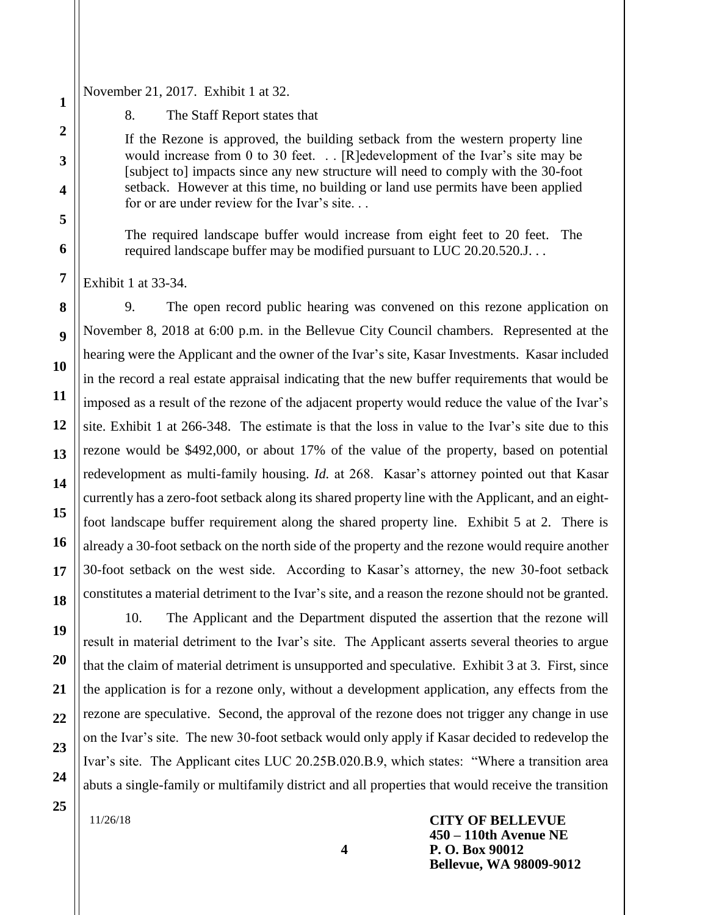November 21, 2017. Exhibit 1 at 32.

8. The Staff Report states that

> If the Rezone is approved, the building setback from the western property line would increase from 0 to 30 feet. . . [R]edevelopment of the Ivar's site may be [subject to] impacts since any new structure will need to comply with the 30-foot setback. However at this time, no building or land use permits have been applied for or are under review for the Ivar's site. . .
>
> The required landscape buffer would increase from eight feet to 20 feet. The required landscape buffer may be modified pursuant to LUC 20.20.520.J. . .

Exhibit 1 at 33-34.

9. The open record public hearing was convened on this rezone application on November 8, 2018 at 6:00 p.m. in the Bellevue City Council chambers. Represented at the hearing were the Applicant and the owner of the Ivar's site, Kasar Investments. Kasar included in the record a real estate appraisal indicating that the new buffer requirements that would be imposed as a result of the rezone of the adjacent property would reduce the value of the Ivar's site. Exhibit 1 at 266-348. The estimate is that the loss in value to the Ivar's site due to this rezone would be $492,000, or about 17% of the value of the property, based on potential redevelopment as multi-family housing. *Id.* at 268. Kasar's attorney pointed out that Kasar currently has a zero-foot setback along its shared property line with the Applicant, and an eight-foot landscape buffer requirement along the shared property line. Exhibit 5 at 2. There is already a 30-foot setback on the north side of the property and the rezone would require another 30-foot setback on the west side. According to Kasar's attorney, the new 30-foot setback constitutes a material detriment to the Ivar's site, and a reason the rezone should not be granted.

10. The Applicant and the Department disputed the assertion that the rezone will result in material detriment to the Ivar's site. The Applicant asserts several theories to argue that the claim of material detriment is unsupported and speculative. Exhibit 3 at 3. First, since the application is for a rezone only, without a development application, any effects from the rezone are speculative. Second, the approval of the rezone does not trigger any change in use on the Ivar's site. The new 30-foot setback would only apply if Kasar decided to redevelop the Ivar's site. The Applicant cites LUC 20.25B.020.B.9, which states: "Where a transition area abuts a single-family or multifamily district and all properties that would receive the transition

11/26/18

**CITY OF BELLEVUE**
**450 – 110th Avenue NE**
**P. O. Box 90012**
**Bellevue, WA 98009-9012**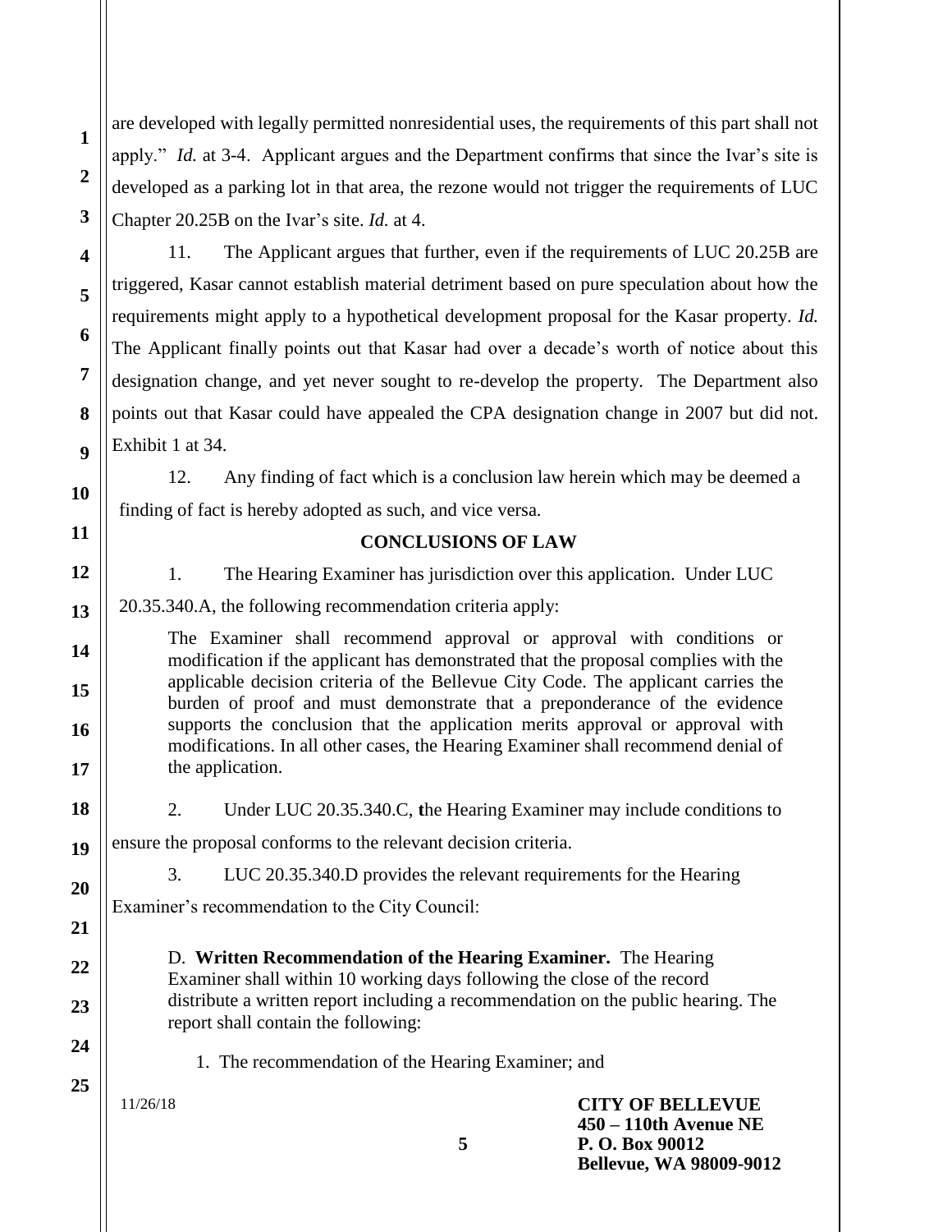are developed with legally permitted nonresidential uses, the requirements of this part shall not apply." *Id.* at 3-4. Applicant argues and the Department confirms that since the Ivar's site is developed as a parking lot in that area, the rezone would not trigger the requirements of LUC Chapter 20.25B on the Ivar's site. *Id.* at 4.

11. The Applicant argues that further, even if the requirements of LUC 20.25B are triggered, Kasar cannot establish material detriment based on pure speculation about how the requirements might apply to a hypothetical development proposal for the Kasar property. *Id.* The Applicant finally points out that Kasar had over a decade's worth of notice about this designation change, and yet never sought to re-develop the property. The Department also points out that Kasar could have appealed the CPA designation change in 2007 but did not. Exhibit 1 at 34.

12. Any finding of fact which is a conclusion law herein which may be deemed a finding of fact is hereby adopted as such, and vice versa.

## CONCLUSIONS OF LAW

1. The Hearing Examiner has jurisdiction over this application. Under LUC 20.35.340.A, the following recommendation criteria apply:

> The Examiner shall recommend approval or approval with conditions or modification if the applicant has demonstrated that the proposal complies with the applicable decision criteria of the Bellevue City Code. The applicant carries the burden of proof and must demonstrate that a preponderance of the evidence supports the conclusion that the application merits approval or approval with modifications. In all other cases, the Hearing Examiner shall recommend denial of the application.

2. Under LUC 20.35.340.C, **t**he Hearing Examiner may include conditions to ensure the proposal conforms to the relevant decision criteria.

3. LUC 20.35.340.D provides the relevant requirements for the Hearing Examiner's recommendation to the City Council:

> D. **Written Recommendation of the Hearing Examiner.** The Hearing Examiner shall within 10 working days following the close of the record distribute a written report including a recommendation on the public hearing. The report shall contain the following:
>
> 1. The recommendation of the Hearing Examiner; and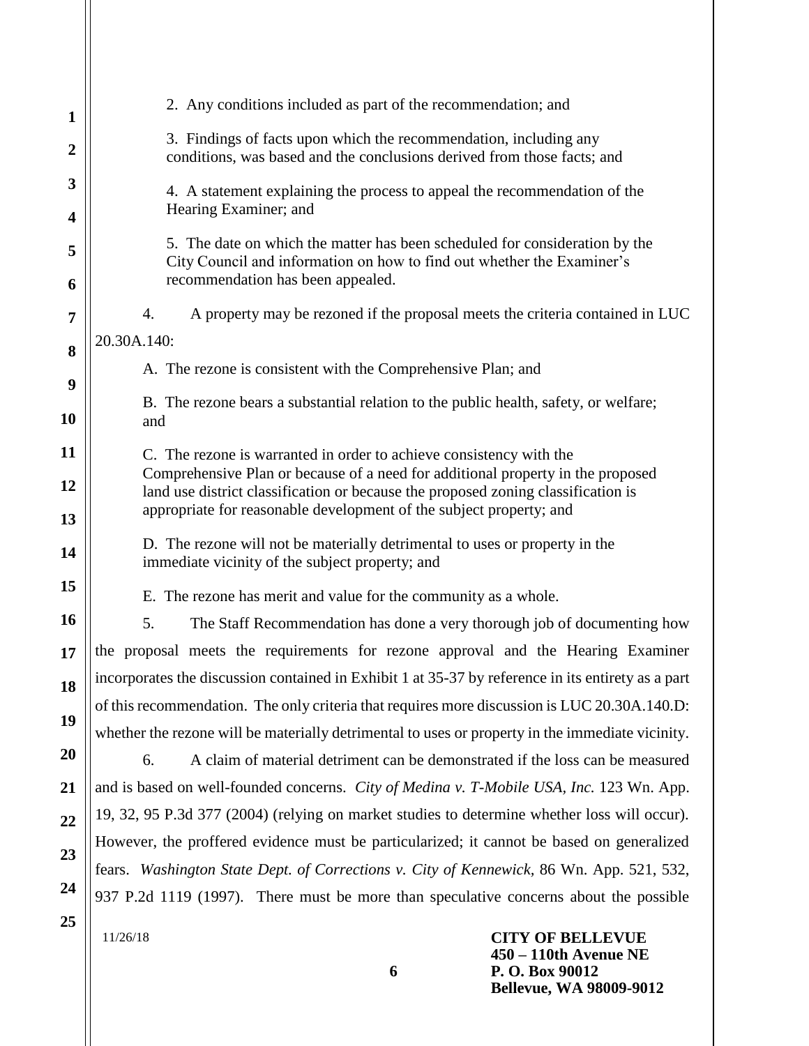2. Any conditions included as part of the recommendation; and

3. Findings of facts upon which the recommendation, including any conditions, was based and the conclusions derived from those facts; and

4. A statement explaining the process to appeal the recommendation of the Hearing Examiner; and

5. The date on which the matter has been scheduled for consideration by the City Council and information on how to find out whether the Examiner's recommendation has been appealed.

4. A property may be rezoned if the proposal meets the criteria contained in LUC 20.30A.140:

A. The rezone is consistent with the Comprehensive Plan; and

B. The rezone bears a substantial relation to the public health, safety, or welfare; and

C. The rezone is warranted in order to achieve consistency with the Comprehensive Plan or because of a need for additional property in the proposed land use district classification or because the proposed zoning classification is appropriate for reasonable development of the subject property; and

D. The rezone will not be materially detrimental to uses or property in the immediate vicinity of the subject property; and

E. The rezone has merit and value for the community as a whole.

5. The Staff Recommendation has done a very thorough job of documenting how the proposal meets the requirements for rezone approval and the Hearing Examiner incorporates the discussion contained in Exhibit 1 at 35-37 by reference in its entirety as a part of this recommendation. The only criteria that requires more discussion is LUC 20.30A.140.D: whether the rezone will be materially detrimental to uses or property in the immediate vicinity.

6. A claim of material detriment can be demonstrated if the loss can be measured and is based on well-founded concerns. *City of Medina v. T-Mobile USA, Inc.* 123 Wn. App. 19, 32, 95 P.3d 377 (2004) (relying on market studies to determine whether loss will occur). However, the proffered evidence must be particularized; it cannot be based on generalized fears. *Washington State Dept. of Corrections v. City of Kennewick,* 86 Wn. App. 521, 532, 937 P.2d 1119 (1997). There must be more than speculative concerns about the possible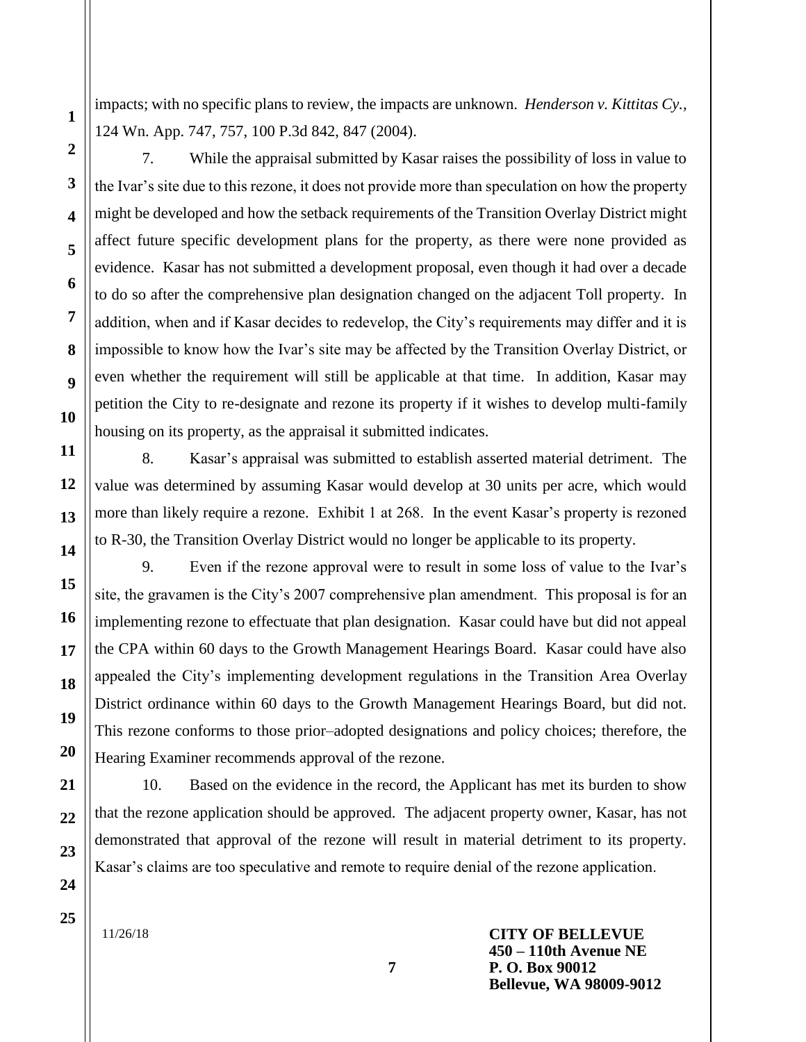impacts; with no specific plans to review, the impacts are unknown. *Henderson v. Kittitas Cy.*, 124 Wn. App. 747, 757, 100 P.3d 842, 847 (2004).

7. While the appraisal submitted by Kasar raises the possibility of loss in value to the Ivar's site due to this rezone, it does not provide more than speculation on how the property might be developed and how the setback requirements of the Transition Overlay District might affect future specific development plans for the property, as there were none provided as evidence. Kasar has not submitted a development proposal, even though it had over a decade to do so after the comprehensive plan designation changed on the adjacent Toll property. In addition, when and if Kasar decides to redevelop, the City's requirements may differ and it is impossible to know how the Ivar's site may be affected by the Transition Overlay District, or even whether the requirement will still be applicable at that time. In addition, Kasar may petition the City to re-designate and rezone its property if it wishes to develop multi-family housing on its property, as the appraisal it submitted indicates.

8. Kasar's appraisal was submitted to establish asserted material detriment. The value was determined by assuming Kasar would develop at 30 units per acre, which would more than likely require a rezone. Exhibit 1 at 268. In the event Kasar's property is rezoned to R-30, the Transition Overlay District would no longer be applicable to its property.

9. Even if the rezone approval were to result in some loss of value to the Ivar's site, the gravamen is the City's 2007 comprehensive plan amendment. This proposal is for an implementing rezone to effectuate that plan designation. Kasar could have but did not appeal the CPA within 60 days to the Growth Management Hearings Board. Kasar could have also appealed the City's implementing development regulations in the Transition Area Overlay District ordinance within 60 days to the Growth Management Hearings Board, but did not. This rezone conforms to those prior–adopted designations and policy choices; therefore, the Hearing Examiner recommends approval of the rezone.

10. Based on the evidence in the record, the Applicant has met its burden to show that the rezone application should be approved. The adjacent property owner, Kasar, has not demonstrated that approval of the rezone will result in material detriment to its property. Kasar's claims are too speculative and remote to require denial of the rezone application.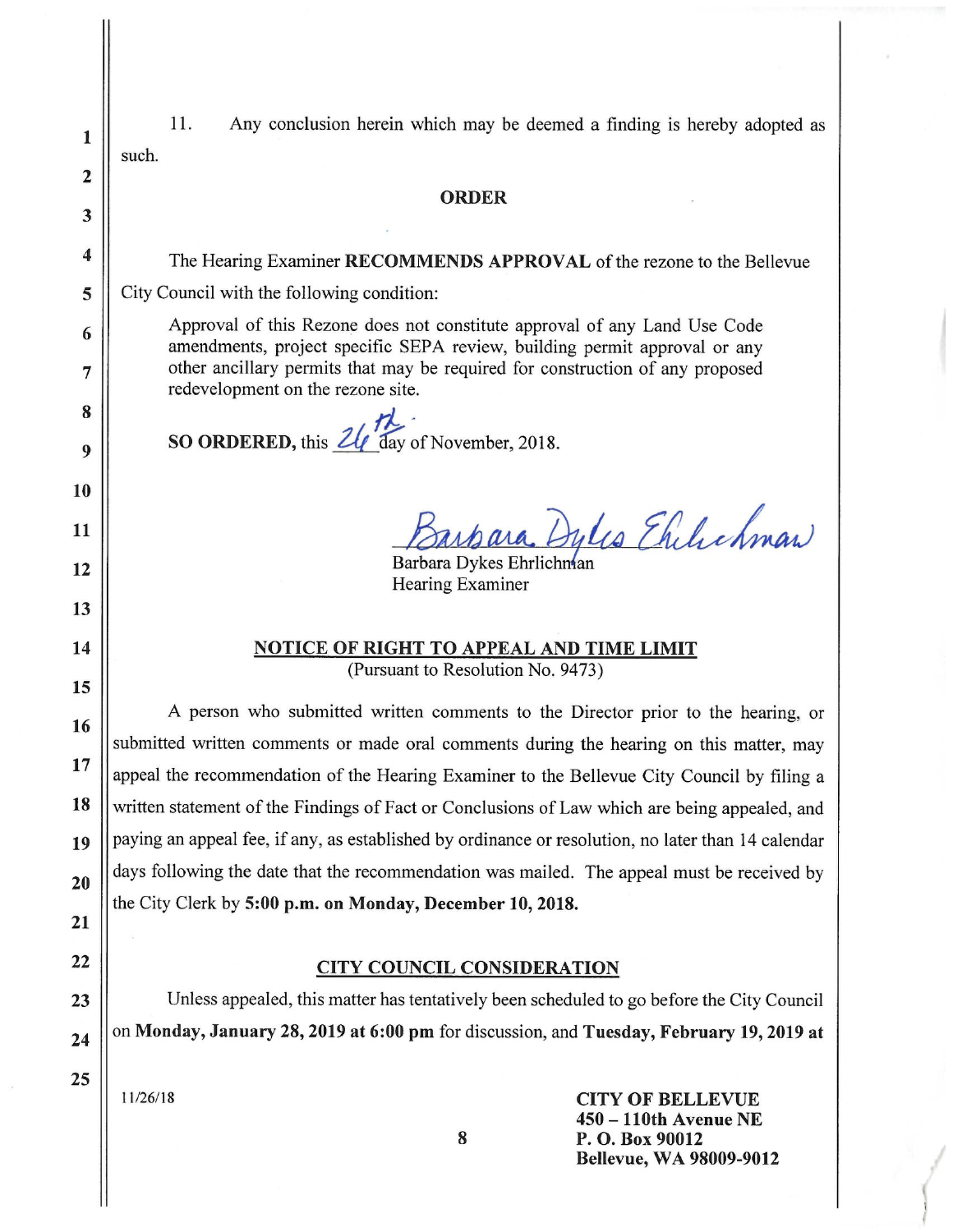11. Any conclusion herein which may be deemed a finding is hereby adopted as such.

## ORDER

The Hearing Examiner **RECOMMENDS APPROVAL** of the rezone to the Bellevue City Council with the following condition:

> Approval of this Rezone does not constitute approval of any Land Use Code amendments, project specific SEPA review, building permit approval or any other ancillary permits that may be required for construction of any proposed redevelopment on the rezone site.

**SO ORDERED,** this 26th day of November, 2018.

Barbara Dykes Ehrlichman
Hearing Examiner

## NOTICE OF RIGHT TO APPEAL AND TIME LIMIT

(Pursuant to Resolution No. 9473)

A person who submitted written comments to the Director prior to the hearing, or submitted written comments or made oral comments during the hearing on this matter, may appeal the recommendation of the Hearing Examiner to the Bellevue City Council by filing a written statement of the Findings of Fact or Conclusions of Law which are being appealed, and paying an appeal fee, if any, as established by ordinance or resolution, no later than 14 calendar days following the date that the recommendation was mailed. The appeal must be received by the City Clerk by **5:00 p.m. on Monday, December 10, 2018.**

## CITY COUNCIL CONSIDERATION

Unless appealed, this matter has tentatively been scheduled to go before the City Council on **Monday, January 28, 2019 at 6:00 pm** for discussion, and **Tuesday, February 19, 2019 at**

11/26/18

**CITY OF BELLEVUE**
**450 – 110th Avenue NE**
**P. O. Box 90012**
**Bellevue, WA 98009-9012**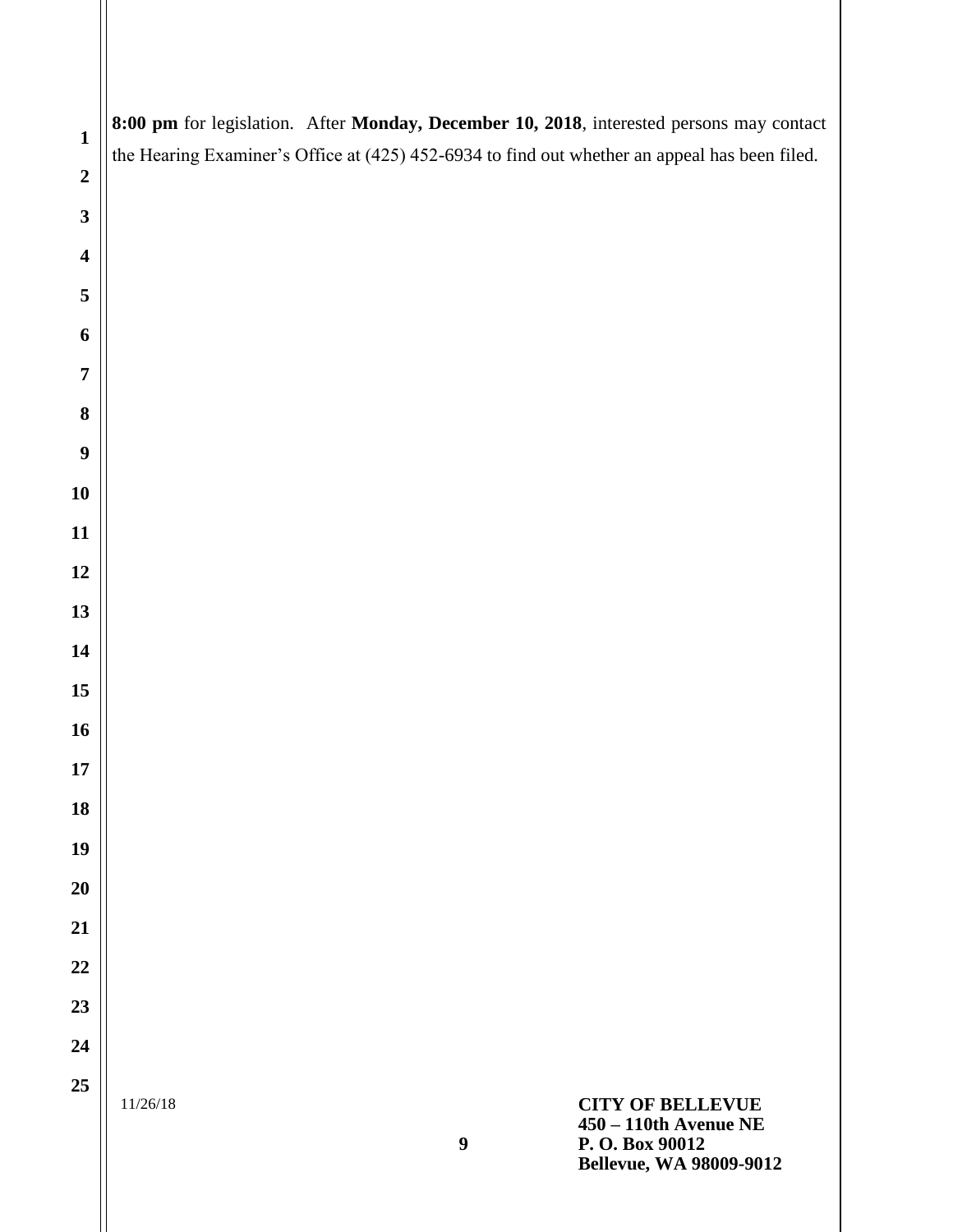**8:00 pm** for legislation. After **Monday, December 10, 2018**, interested persons may contact the Hearing Examiner's Office at (425) 452-6934 to find out whether an appeal has been filed.